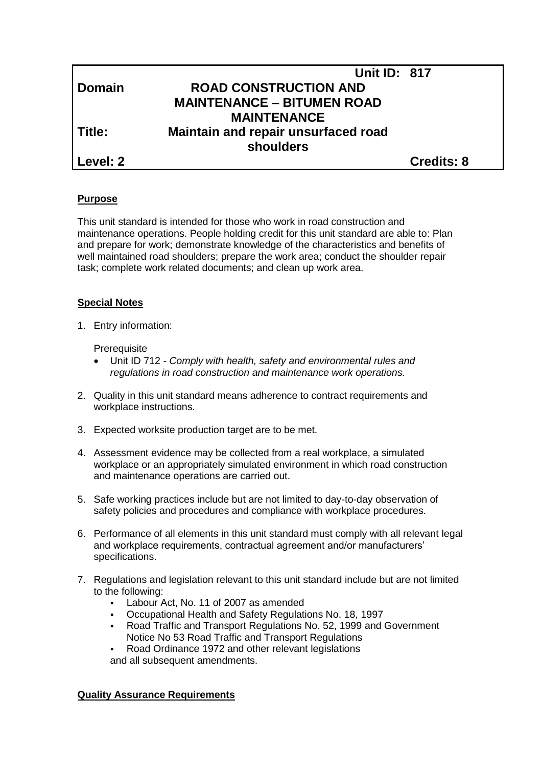| | Unit ID: 817 | |
|---|---|---|
| **Domain** | **ROAD CONSTRUCTION AND MAINTENANCE – BITUMEN ROAD MAINTENANCE** | |
| **Title:** | **Maintain and repair unsurfaced road shoulders** | |
| **Level: 2** | | **Credits: 8** |

## Purpose

This unit standard is intended for those who work in road construction and maintenance operations. People holding credit for this unit standard are able to: Plan and prepare for work; demonstrate knowledge of the characteristics and benefits of well maintained road shoulders; prepare the work area; conduct the shoulder repair task; complete work related documents; and clean up work area.

## Special Notes

1. Entry information:

   Prerequisite

   - Unit ID 712 - *Comply with health, safety and environmental rules and regulations in road construction and maintenance work operations.*

2. Quality in this unit standard means adherence to contract requirements and workplace instructions.

3. Expected worksite production target are to be met.

4. Assessment evidence may be collected from a real workplace, a simulated workplace or an appropriately simulated environment in which road construction and maintenance operations are carried out.

5. Safe working practices include but are not limited to day-to-day observation of safety policies and procedures and compliance with workplace procedures.

6. Performance of all elements in this unit standard must comply with all relevant legal and workplace requirements, contractual agreement and/or manufacturers' specifications.

7. Regulations and legislation relevant to this unit standard include but are not limited to the following:
   - Labour Act, No. 11 of 2007 as amended
   - Occupational Health and Safety Regulations No. 18, 1997
   - Road Traffic and Transport Regulations No. 52, 1999 and Government Notice No 53 Road Traffic and Transport Regulations
   - Road Ordinance 1972 and other relevant legislations

   and all subsequent amendments.

## Quality Assurance Requirements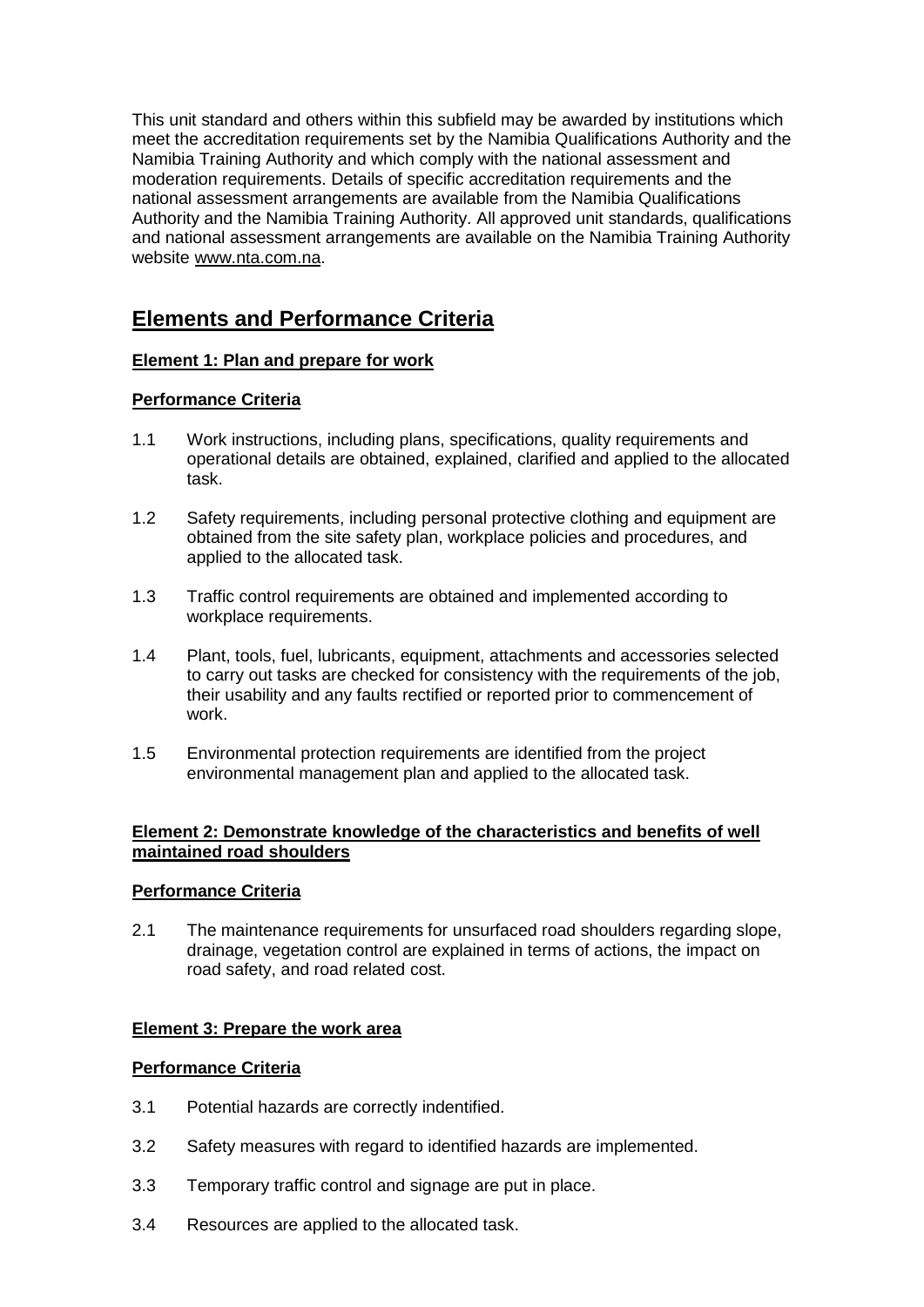This unit standard and others within this subfield may be awarded by institutions which meet the accreditation requirements set by the Namibia Qualifications Authority and the Namibia Training Authority and which comply with the national assessment and moderation requirements. Details of specific accreditation requirements and the national assessment arrangements are available from the Namibia Qualifications Authority and the Namibia Training Authority. All approved unit standards, qualifications and national assessment arrangements are available on the Namibia Training Authority website www.nta.com.na.

# Elements and Performance Criteria

## Element 1: Plan and prepare for work

### Performance Criteria

1.1 Work instructions, including plans, specifications, quality requirements and operational details are obtained, explained, clarified and applied to the allocated task.

1.2 Safety requirements, including personal protective clothing and equipment are obtained from the site safety plan, workplace policies and procedures, and applied to the allocated task.

1.3 Traffic control requirements are obtained and implemented according to workplace requirements.

1.4 Plant, tools, fuel, lubricants, equipment, attachments and accessories selected to carry out tasks are checked for consistency with the requirements of the job, their usability and any faults rectified or reported prior to commencement of work.

1.5 Environmental protection requirements are identified from the project environmental management plan and applied to the allocated task.

## Element 2: Demonstrate knowledge of the characteristics and benefits of well maintained road shoulders

### Performance Criteria

2.1 The maintenance requirements for unsurfaced road shoulders regarding slope, drainage, vegetation control are explained in terms of actions, the impact on road safety, and road related cost.

## Element 3: Prepare the work area

### Performance Criteria

3.1 Potential hazards are correctly indentified.

3.2 Safety measures with regard to identified hazards are implemented.

3.3 Temporary traffic control and signage are put in place.

3.4 Resources are applied to the allocated task.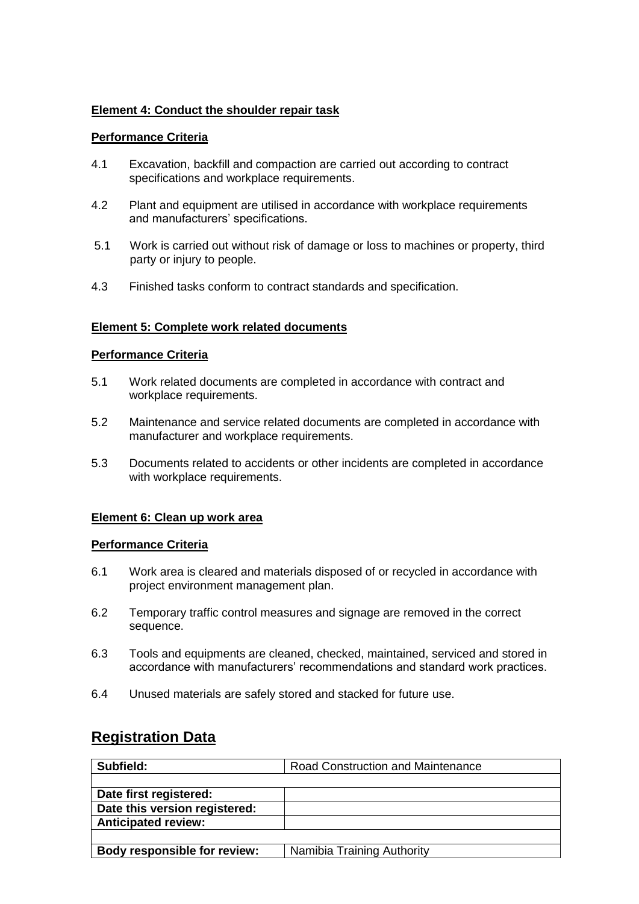**Element 4: Conduct the shoulder repair task**

**Performance Criteria**

4.1 Excavation, backfill and compaction are carried out according to contract specifications and workplace requirements.

4.2 Plant and equipment are utilised in accordance with workplace requirements and manufacturers' specifications.

5.1 Work is carried out without risk of damage or loss to machines or property, third party or injury to people.

4.3 Finished tasks conform to contract standards and specification.

**Element 5: Complete work related documents**

**Performance Criteria**

5.1 Work related documents are completed in accordance with contract and workplace requirements.

5.2 Maintenance and service related documents are completed in accordance with manufacturer and workplace requirements.

5.3 Documents related to accidents or other incidents are completed in accordance with workplace requirements.

**Element 6: Clean up work area**

**Performance Criteria**

6.1 Work area is cleared and materials disposed of or recycled in accordance with project environment management plan.

6.2 Temporary traffic control measures and signage are removed in the correct sequence.

6.3 Tools and equipments are cleaned, checked, maintained, serviced and stored in accordance with manufacturers' recommendations and standard work practices.

6.4 Unused materials are safely stored and stacked for future use.

# Registration Data

| | |
|---|---|
| **Subfield:** | Road Construction and Maintenance |
| | |
| **Date first registered:** | |
| **Date this version registered:** | |
| **Anticipated review:** | |
| | |
| **Body responsible for review:** | Namibia Training Authority |